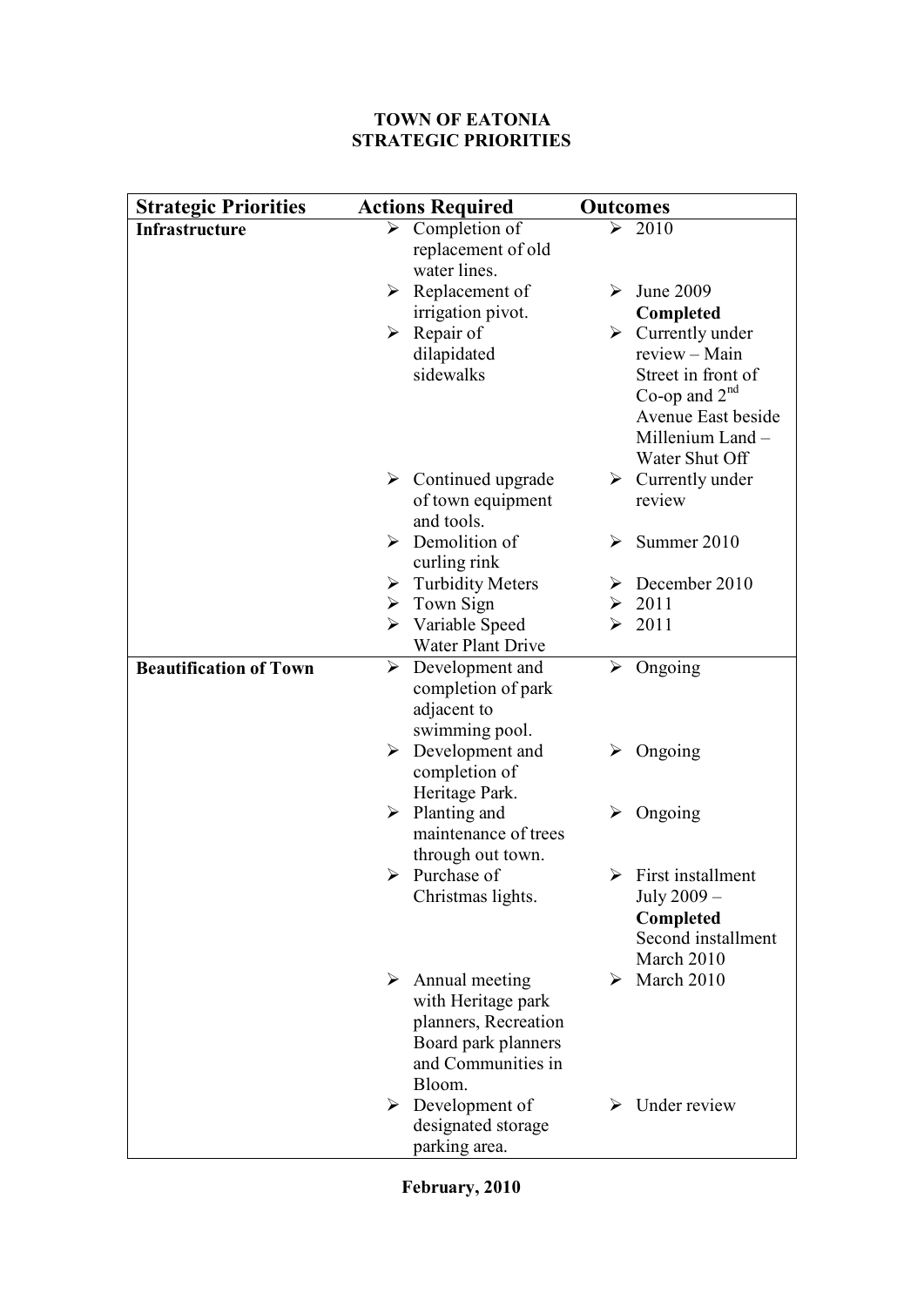# TOWN OF EATONIA
## STRATEGIC PRIORITIES

| Strategic Priorities | Actions Required | Outcomes |
|---|---|---|
| **Infrastructure** | ➢ Completion of replacement of old water lines. | ➢ 2010 |
| | ➢ Replacement of irrigation pivot. | ➢ June 2009 **Completed** |
| | ➢ Repair of dilapidated sidewalks | ➢ Currently under review – Main Street in front of Co-op and 2nd Avenue East beside Millenium Land – Water Shut Off |
| | ➢ Continued upgrade of town equipment and tools. | ➢ Currently under review |
| | ➢ Demolition of curling rink | ➢ Summer 2010 |
| | ➢ Turbidity Meters | ➢ December 2010 |
| | ➢ Town Sign | ➢ 2011 |
| | ➢ Variable Speed Water Plant Drive | ➢ 2011 |
| **Beautification of Town** | ➢ Development and completion of park adjacent to swimming pool. | ➢ Ongoing |
| | ➢ Development and completion of Heritage Park. | ➢ Ongoing |
| | ➢ Planting and maintenance of trees through out town. | ➢ Ongoing |
| | ➢ Purchase of Christmas lights. | ➢ First installment July 2009 – **Completed** Second installment March 2010 |
| | ➢ Annual meeting with Heritage park planners, Recreation Board park planners and Communities in Bloom. | ➢ March 2010 |
| | ➢ Development of designated storage parking area. | ➢ Under review |

**February, 2010**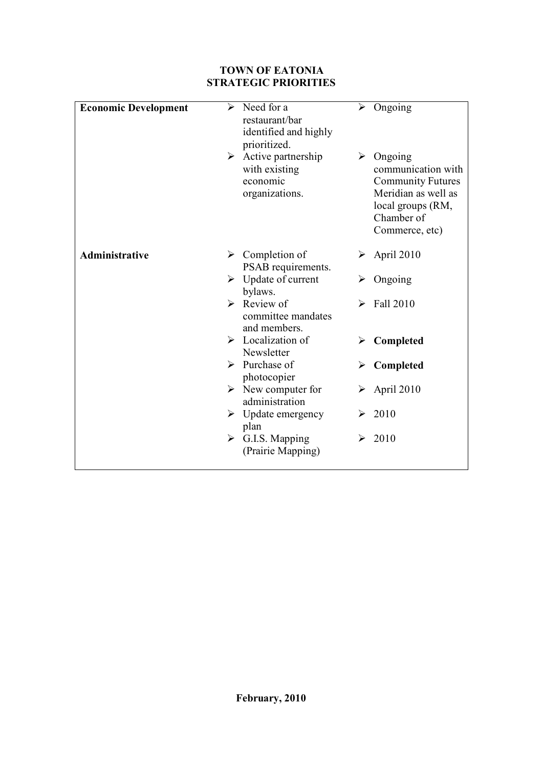**TOWN OF EATONIA**
**STRATEGIC PRIORITIES**

| | | |
|---|---|---|
| **Economic Development** | ➢ Need for a restaurant/bar identified and highly prioritized. | ➢ Ongoing |
| | ➢ Active partnership with existing economic organizations. | ➢ Ongoing communication with Community Futures Meridian as well as local groups (RM, Chamber of Commerce, etc) |
| **Administrative** | ➢ Completion of PSAB requirements. | ➢ April 2010 |
| | ➢ Update of current bylaws. | ➢ Ongoing |
| | ➢ Review of committee mandates and members. | ➢ Fall 2010 |
| | ➢ Localization of Newsletter | ➢ **Completed** |
| | ➢ Purchase of photocopier | ➢ **Completed** |
| | ➢ New computer for administration | ➢ April 2010 |
| | ➢ Update emergency plan | ➢ 2010 |
| | ➢ G.I.S. Mapping (Prairie Mapping) | ➢ 2010 |

**February, 2010**